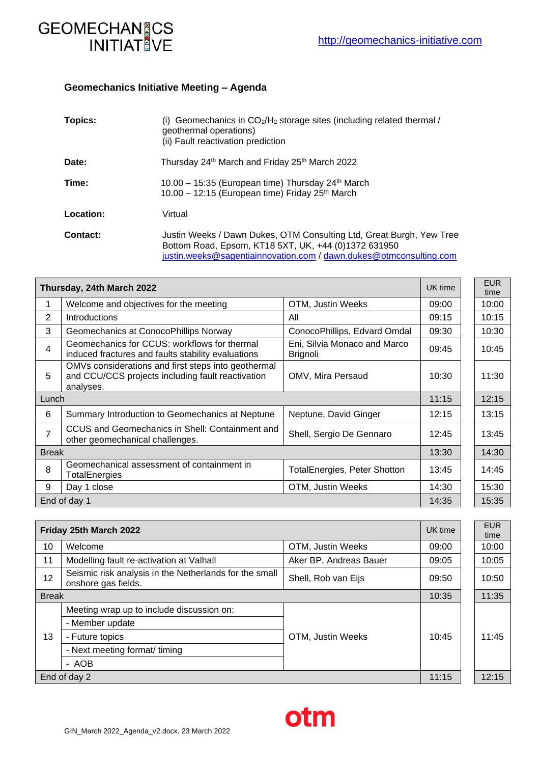GEOMECHANICS INITIATIVE

http://geomechanics-initiative.com

## Geomechanics Initiative Meeting – Agenda

**Topics:** (i) Geomechanics in $CO_2$/$H_2$ storage sites (including related thermal / geothermal operations)
(ii) Fault reactivation prediction

**Date:** Thursday 24th March and Friday 25th March 2022

**Time:** 10.00 – 15:35 (European time) Thursday 24th March
10.00 – 12:15 (European time) Friday 25th March

**Location:** Virtual

**Contact:** Justin Weeks / Dawn Dukes, OTM Consulting Ltd, Great Burgh, Yew Tree Bottom Road, Epsom, KT18 5XT, UK, +44 (0)1372 631950
justin.weeks@sagentiainnovation.com / dawn.dukes@otmconsulting.com

| **Thursday, 24th March 2022** | | | UK time | EUR time |
|---|---|---|---|---|
| 1 | Welcome and objectives for the meeting | OTM, Justin Weeks | 09:00 | 10:00 |
| 2 | Introductions | All | 09:15 | 10:15 |
| 3 | Geomechanics at ConocoPhillips Norway | ConocoPhillips, Edvard Omdal | 09:30 | 10:30 |
| 4 | Geomechanics for CCUS: workflows for thermal induced fractures and faults stability evaluations | Eni, Silvia Monaco and Marco Brignoli | 09:45 | 10:45 |
| 5 | OMVs considerations and first steps into geothermal and CCU/CCS projects including fault reactivation analyses. | OMV, Mira Persaud | 10:30 | 11:30 |
| Lunch | | | 11:15 | 12:15 |
| 6 | Summary Introduction to Geomechanics at Neptune | Neptune, David Ginger | 12:15 | 13:15 |
| 7 | CCUS and Geomechanics in Shell: Containment and other geomechanical challenges. | Shell, Sergio De Gennaro | 12:45 | 13:45 |
| Break | | | 13:30 | 14:30 |
| 8 | Geomechanical assessment of containment in TotalEnergies | TotalEnergies, Peter Shotton | 13:45 | 14:45 |
| 9 | Day 1 close | OTM, Justin Weeks | 14:30 | 15:30 |
| End of day 1 | | | 14:35 | 15:35 |

| **Friday 25th March 2022** | | | UK time | EUR time |
|---|---|---|---|---|
| 10 | Welcome | OTM, Justin Weeks | 09:00 | 10:00 |
| 11 | Modelling fault re-activation at Valhall | Aker BP, Andreas Bauer | 09:05 | 10:05 |
| 12 | Seismic risk analysis in the Netherlands for the small onshore gas fields. | Shell, Rob van Eijs | 09:50 | 10:50 |
| Break | | | 10:35 | 11:35 |
| 13 | Meeting wrap up to include discussion on:<br>- Member update<br>- Future topics<br>- Next meeting format/ timing<br>- AOB | OTM, Justin Weeks | 10:45 | 11:45 |
| End of day 2 | | | 11:15 | 12:15 |

otm

GIN_March 2022_Agenda_v2.docx, 23 March 2022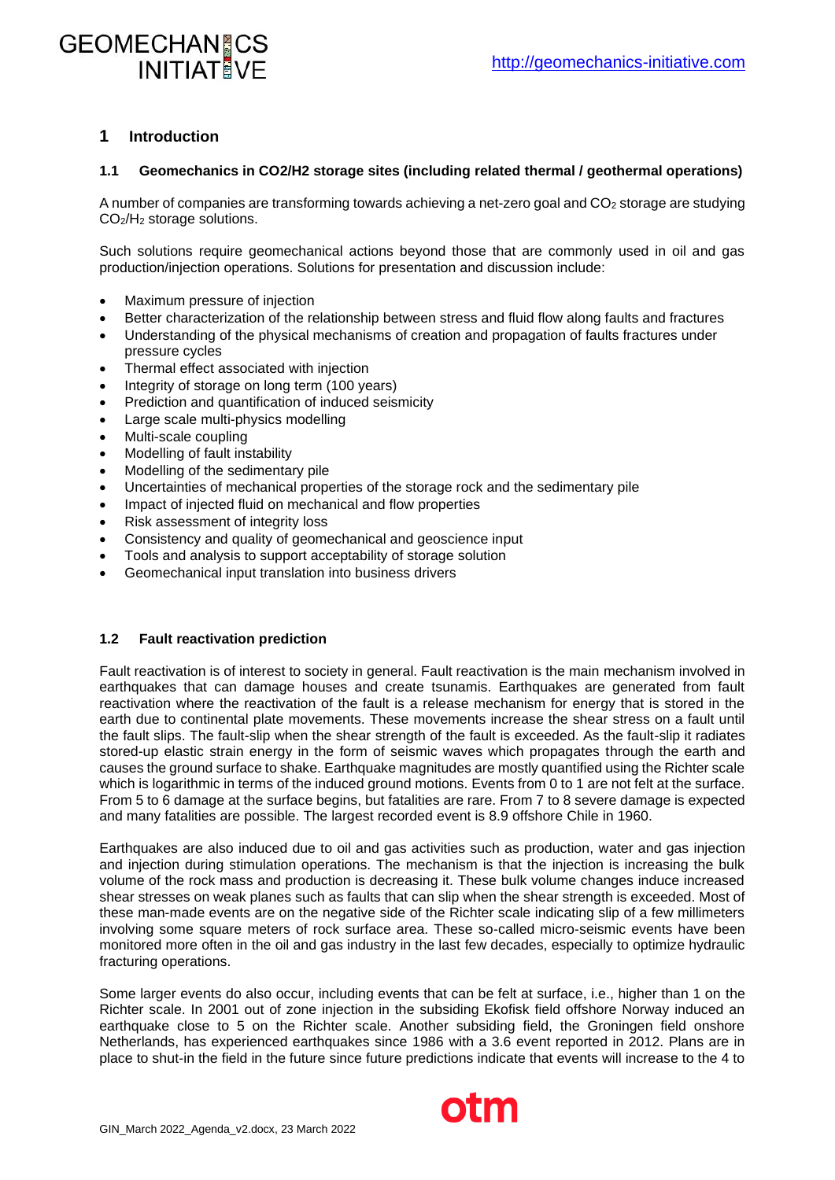# 1 Introduction

## 1.1 Geomechanics in CO2/H2 storage sites (including related thermal / geothermal operations)

A number of companies are transforming towards achieving a net-zero goal and $CO_2$ storage are studying $CO_2$/$H_2$ storage solutions.

Such solutions require geomechanical actions beyond those that are commonly used in oil and gas production/injection operations. Solutions for presentation and discussion include:

- Maximum pressure of injection
- Better characterization of the relationship between stress and fluid flow along faults and fractures
- Understanding of the physical mechanisms of creation and propagation of faults fractures under pressure cycles
- Thermal effect associated with injection
- Integrity of storage on long term (100 years)
- Prediction and quantification of induced seismicity
- Large scale multi-physics modelling
- Multi-scale coupling
- Modelling of fault instability
- Modelling of the sedimentary pile
- Uncertainties of mechanical properties of the storage rock and the sedimentary pile
- Impact of injected fluid on mechanical and flow properties
- Risk assessment of integrity loss
- Consistency and quality of geomechanical and geoscience input
- Tools and analysis to support acceptability of storage solution
- Geomechanical input translation into business drivers

## 1.2 Fault reactivation prediction

Fault reactivation is of interest to society in general. Fault reactivation is the main mechanism involved in earthquakes that can damage houses and create tsunamis. Earthquakes are generated from fault reactivation where the reactivation of the fault is a release mechanism for energy that is stored in the earth due to continental plate movements. These movements increase the shear stress on a fault until the fault slips. The fault-slip when the shear strength of the fault is exceeded. As the fault-slip it radiates stored-up elastic strain energy in the form of seismic waves which propagates through the earth and causes the ground surface to shake. Earthquake magnitudes are mostly quantified using the Richter scale which is logarithmic in terms of the induced ground motions. Events from 0 to 1 are not felt at the surface. From 5 to 6 damage at the surface begins, but fatalities are rare. From 7 to 8 severe damage is expected and many fatalities are possible. The largest recorded event is 8.9 offshore Chile in 1960.

Earthquakes are also induced due to oil and gas activities such as production, water and gas injection and injection during stimulation operations. The mechanism is that the injection is increasing the bulk volume of the rock mass and production is decreasing it. These bulk volume changes induce increased shear stresses on weak planes such as faults that can slip when the shear strength is exceeded. Most of these man-made events are on the negative side of the Richter scale indicating slip of a few millimeters involving some square meters of rock surface area. These so-called micro-seismic events have been monitored more often in the oil and gas industry in the last few decades, especially to optimize hydraulic fracturing operations.

Some larger events do also occur, including events that can be felt at surface, i.e., higher than 1 on the Richter scale. In 2001 out of zone injection in the subsiding Ekofisk field offshore Norway induced an earthquake close to 5 on the Richter scale. Another subsiding field, the Groningen field onshore Netherlands, has experienced earthquakes since 1986 with a 3.6 event reported in 2012. Plans are in place to shut-in the field in the future since future predictions indicate that events will increase to the 4 to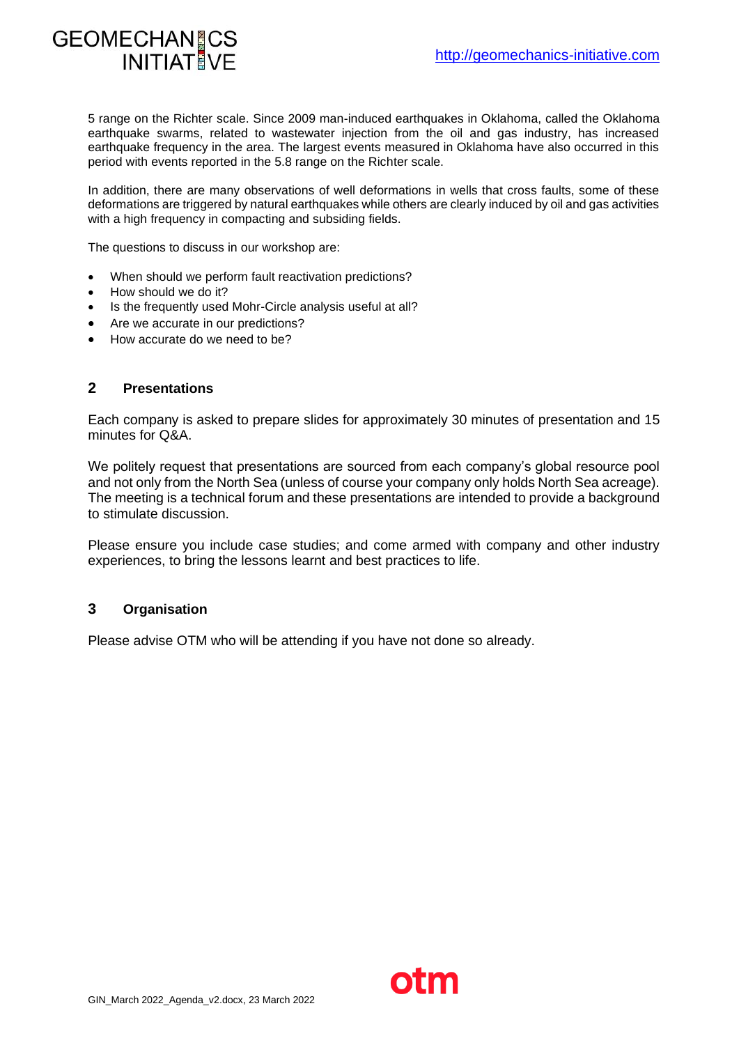5 range on the Richter scale. Since 2009 man-induced earthquakes in Oklahoma, called the Oklahoma earthquake swarms, related to wastewater injection from the oil and gas industry, has increased earthquake frequency in the area. The largest events measured in Oklahoma have also occurred in this period with events reported in the 5.8 range on the Richter scale.

In addition, there are many observations of well deformations in wells that cross faults, some of these deformations are triggered by natural earthquakes while others are clearly induced by oil and gas activities with a high frequency in compacting and subsiding fields.

The questions to discuss in our workshop are:

- When should we perform fault reactivation predictions?
- How should we do it?
- Is the frequently used Mohr-Circle analysis useful at all?
- Are we accurate in our predictions?
- How accurate do we need to be?

## 2 Presentations

Each company is asked to prepare slides for approximately 30 minutes of presentation and 15 minutes for Q&A.

We politely request that presentations are sourced from each company's global resource pool and not only from the North Sea (unless of course your company only holds North Sea acreage). The meeting is a technical forum and these presentations are intended to provide a background to stimulate discussion.

Please ensure you include case studies; and come armed with company and other industry experiences, to bring the lessons learnt and best practices to life.

## 3 Organisation

Please advise OTM who will be attending if you have not done so already.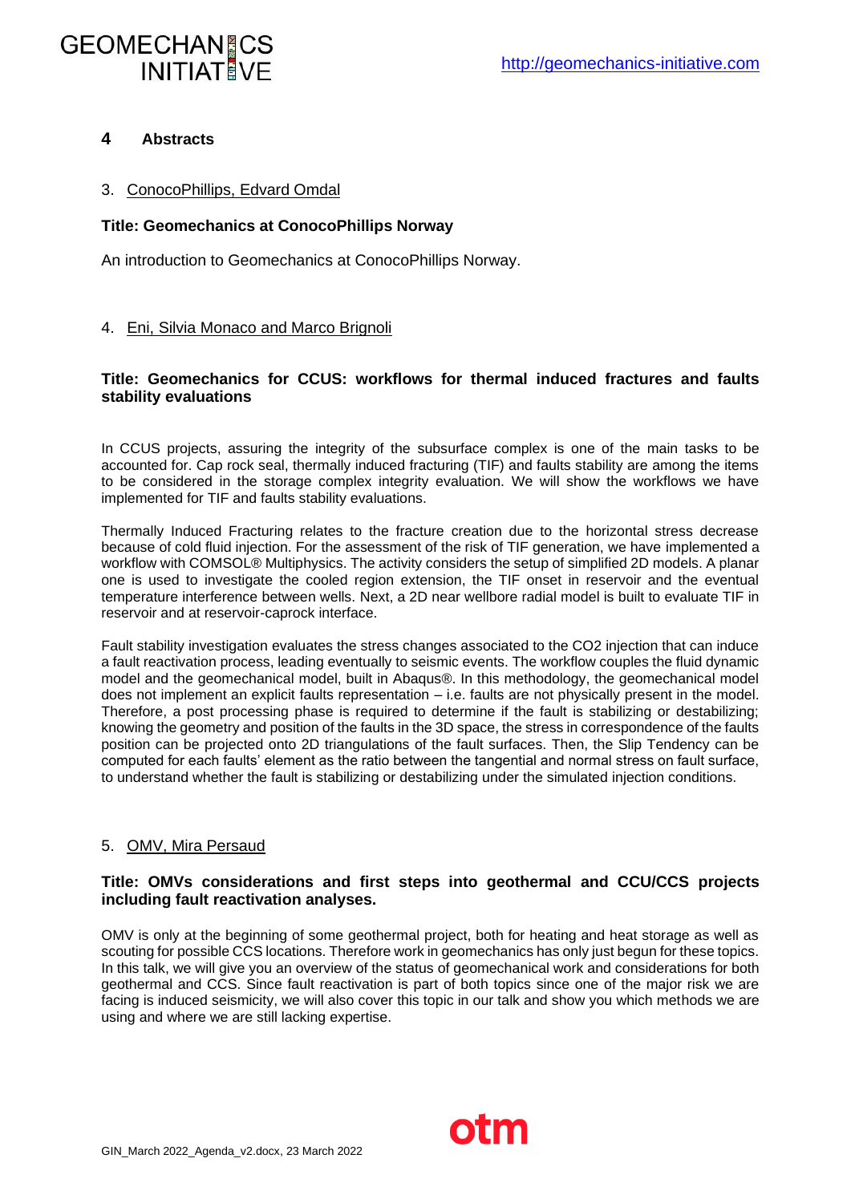# 4 Abstracts

3. ConocoPhillips, Edvard Omdal

**Title: Geomechanics at ConocoPhillips Norway**

An introduction to Geomechanics at ConocoPhillips Norway.

4. Eni, Silvia Monaco and Marco Brignoli

**Title: Geomechanics for CCUS: workflows for thermal induced fractures and faults stability evaluations**

In CCUS projects, assuring the integrity of the subsurface complex is one of the main tasks to be accounted for. Cap rock seal, thermally induced fracturing (TIF) and faults stability are among the items to be considered in the storage complex integrity evaluation. We will show the workflows we have implemented for TIF and faults stability evaluations.

Thermally Induced Fracturing relates to the fracture creation due to the horizontal stress decrease because of cold fluid injection. For the assessment of the risk of TIF generation, we have implemented a workflow with COMSOL® Multiphysics. The activity considers the setup of simplified 2D models. A planar one is used to investigate the cooled region extension, the TIF onset in reservoir and the eventual temperature interference between wells. Next, a 2D near wellbore radial model is built to evaluate TIF in reservoir and at reservoir-caprock interface.

Fault stability investigation evaluates the stress changes associated to the CO2 injection that can induce a fault reactivation process, leading eventually to seismic events. The workflow couples the fluid dynamic model and the geomechanical model, built in Abaqus®. In this methodology, the geomechanical model does not implement an explicit faults representation – i.e. faults are not physically present in the model. Therefore, a post processing phase is required to determine if the fault is stabilizing or destabilizing; knowing the geometry and position of the faults in the 3D space, the stress in correspondence of the faults position can be projected onto 2D triangulations of the fault surfaces. Then, the Slip Tendency can be computed for each faults' element as the ratio between the tangential and normal stress on fault surface, to understand whether the fault is stabilizing or destabilizing under the simulated injection conditions.

5. OMV, Mira Persaud

**Title: OMVs considerations and first steps into geothermal and CCU/CCS projects including fault reactivation analyses.**

OMV is only at the beginning of some geothermal project, both for heating and heat storage as well as scouting for possible CCS locations. Therefore work in geomechanics has only just begun for these topics. In this talk, we will give you an overview of the status of geomechanical work and considerations for both geothermal and CCS. Since fault reactivation is part of both topics since one of the major risk we are facing is induced seismicity, we will also cover this topic in our talk and show you which methods we are using and where we are still lacking expertise.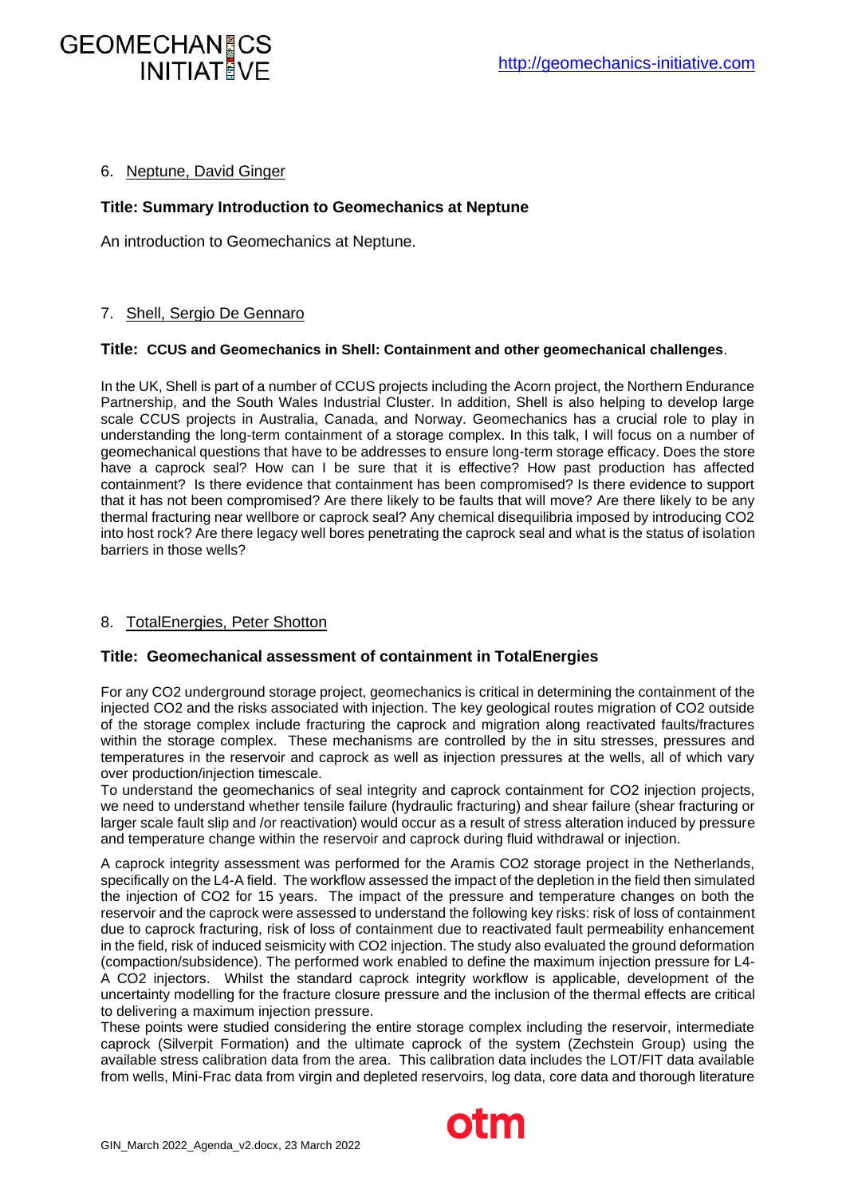6. Neptune, David Ginger

**Title: Summary Introduction to Geomechanics at Neptune**

An introduction to Geomechanics at Neptune.

7. Shell, Sergio De Gennaro

**Title: CCUS and Geomechanics in Shell: Containment and other geomechanical challenges**.

In the UK, Shell is part of a number of CCUS projects including the Acorn project, the Northern Endurance Partnership, and the South Wales Industrial Cluster. In addition, Shell is also helping to develop large scale CCUS projects in Australia, Canada, and Norway. Geomechanics has a crucial role to play in understanding the long-term containment of a storage complex. In this talk, I will focus on a number of geomechanical questions that have to be addresses to ensure long-term storage efficacy. Does the store have a caprock seal? How can I be sure that it is effective? How past production has affected containment? Is there evidence that containment has been compromised? Is there evidence to support that it has not been compromised? Are there likely to be faults that will move? Are there likely to be any thermal fracturing near wellbore or caprock seal? Any chemical disequilibria imposed by introducing CO2 into host rock? Are there legacy well bores penetrating the caprock seal and what is the status of isolation barriers in those wells?

8. TotalEnergies, Peter Shotton

**Title: Geomechanical assessment of containment in TotalEnergies**

For any CO2 underground storage project, geomechanics is critical in determining the containment of the injected CO2 and the risks associated with injection. The key geological routes migration of CO2 outside of the storage complex include fracturing the caprock and migration along reactivated faults/fractures within the storage complex. These mechanisms are controlled by the in situ stresses, pressures and temperatures in the reservoir and caprock as well as injection pressures at the wells, all of which vary over production/injection timescale.

To understand the geomechanics of seal integrity and caprock containment for CO2 injection projects, we need to understand whether tensile failure (hydraulic fracturing) and shear failure (shear fracturing or larger scale fault slip and /or reactivation) would occur as a result of stress alteration induced by pressure and temperature change within the reservoir and caprock during fluid withdrawal or injection.

A caprock integrity assessment was performed for the Aramis CO2 storage project in the Netherlands, specifically on the L4-A field. The workflow assessed the impact of the depletion in the field then simulated the injection of CO2 for 15 years. The impact of the pressure and temperature changes on both the reservoir and the caprock were assessed to understand the following key risks: risk of loss of containment due to caprock fracturing, risk of loss of containment due to reactivated fault permeability enhancement in the field, risk of induced seismicity with CO2 injection. The study also evaluated the ground deformation (compaction/subsidence). The performed work enabled to define the maximum injection pressure for L4-A CO2 injectors. Whilst the standard caprock integrity workflow is applicable, development of the uncertainty modelling for the fracture closure pressure and the inclusion of the thermal effects are critical to delivering a maximum injection pressure.

These points were studied considering the entire storage complex including the reservoir, intermediate caprock (Silverpit Formation) and the ultimate caprock of the system (Zechstein Group) using the available stress calibration data from the area. This calibration data includes the LOT/FIT data available from wells, Mini-Frac data from virgin and depleted reservoirs, log data, core data and thorough literature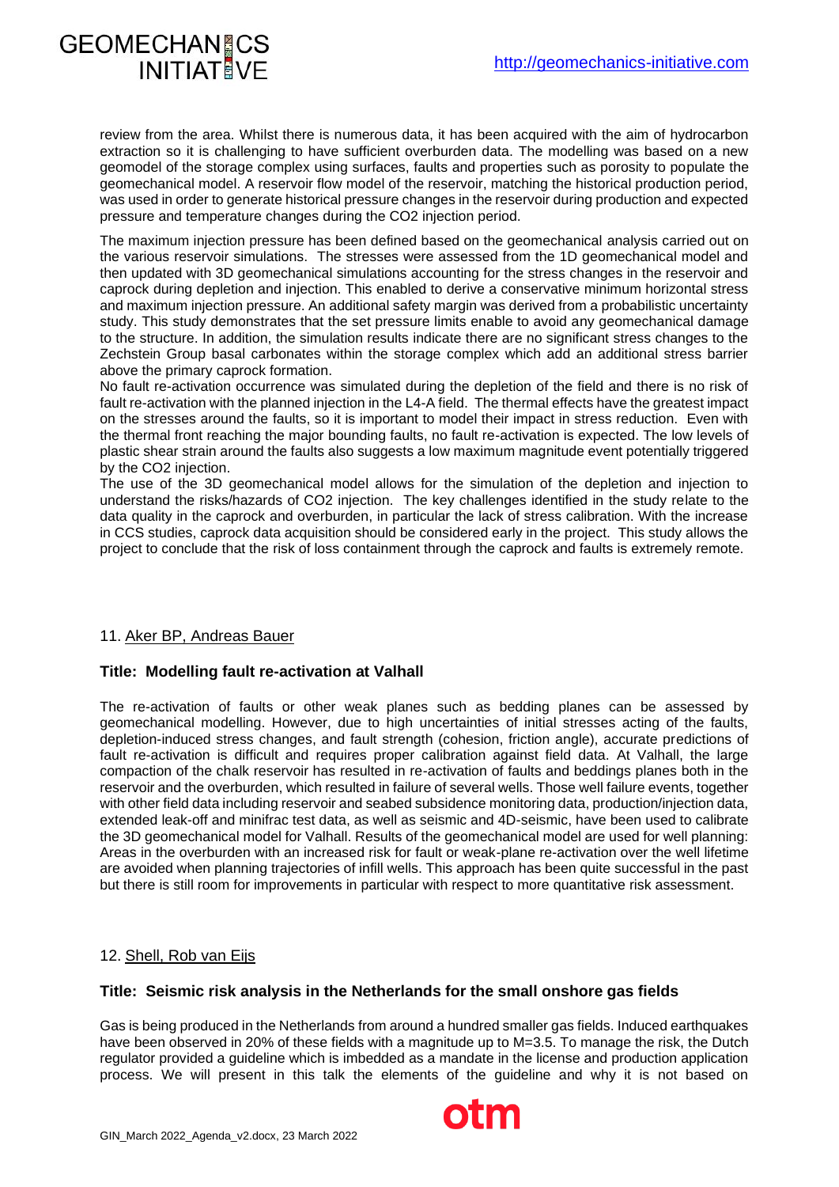review from the area. Whilst there is numerous data, it has been acquired with the aim of hydrocarbon extraction so it is challenging to have sufficient overburden data. The modelling was based on a new geomodel of the storage complex using surfaces, faults and properties such as porosity to populate the geomechanical model. A reservoir flow model of the reservoir, matching the historical production period, was used in order to generate historical pressure changes in the reservoir during production and expected pressure and temperature changes during the $CO_2$ injection period.

The maximum injection pressure has been defined based on the geomechanical analysis carried out on the various reservoir simulations. The stresses were assessed from the 1D geomechanical model and then updated with 3D geomechanical simulations accounting for the stress changes in the reservoir and caprock during depletion and injection. This enabled to derive a conservative minimum horizontal stress and maximum injection pressure. An additional safety margin was derived from a probabilistic uncertainty study. This study demonstrates that the set pressure limits enable to avoid any geomechanical damage to the structure. In addition, the simulation results indicate there are no significant stress changes to the Zechstein Group basal carbonates within the storage complex which add an additional stress barrier above the primary caprock formation.

No fault re-activation occurrence was simulated during the depletion of the field and there is no risk of fault re-activation with the planned injection in the L4-A field. The thermal effects have the greatest impact on the stresses around the faults, so it is important to model their impact in stress reduction. Even with the thermal front reaching the major bounding faults, no fault re-activation is expected. The low levels of plastic shear strain around the faults also suggests a low maximum magnitude event potentially triggered by the $CO_2$ injection.

The use of the 3D geomechanical model allows for the simulation of the depletion and injection to understand the risks/hazards of $CO_2$ injection. The key challenges identified in the study relate to the data quality in the caprock and overburden, in particular the lack of stress calibration. With the increase in CCS studies, caprock data acquisition should be considered early in the project. This study allows the project to conclude that the risk of loss containment through the caprock and faults is extremely remote.

11. Aker BP, Andreas Bauer

**Title: Modelling fault re-activation at Valhall**

The re-activation of faults or other weak planes such as bedding planes can be assessed by geomechanical modelling. However, due to high uncertainties of initial stresses acting of the faults, depletion-induced stress changes, and fault strength (cohesion, friction angle), accurate predictions of fault re-activation is difficult and requires proper calibration against field data. At Valhall, the large compaction of the chalk reservoir has resulted in re-activation of faults and beddings planes both in the reservoir and the overburden, which resulted in failure of several wells. Those well failure events, together with other field data including reservoir and seabed subsidence monitoring data, production/injection data, extended leak-off and minifrac test data, as well as seismic and 4D-seismic, have been used to calibrate the 3D geomechanical model for Valhall. Results of the geomechanical model are used for well planning: Areas in the overburden with an increased risk for fault or weak-plane re-activation over the well lifetime are avoided when planning trajectories of infill wells. This approach has been quite successful in the past but there is still room for improvements in particular with respect to more quantitative risk assessment.

12. Shell, Rob van Eijs

**Title: Seismic risk analysis in the Netherlands for the small onshore gas fields**

Gas is being produced in the Netherlands from around a hundred smaller gas fields. Induced earthquakes have been observed in 20% of these fields with a magnitude up to M=3.5. To manage the risk, the Dutch regulator provided a guideline which is imbedded as a mandate in the license and production application process. We will present in this talk the elements of the guideline and why it is not based on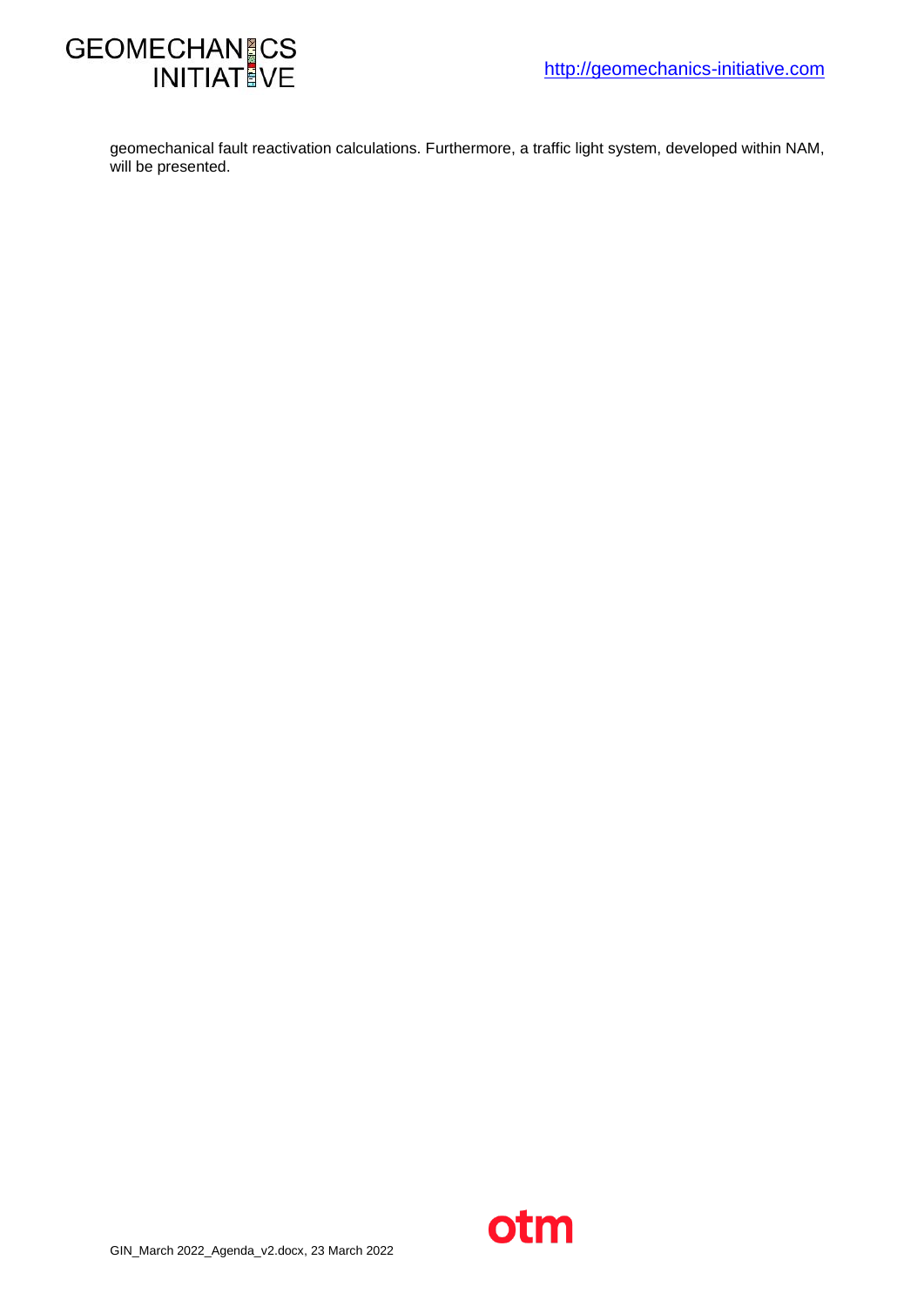geomechanical fault reactivation calculations. Furthermore, a traffic light system, developed within NAM, will be presented.